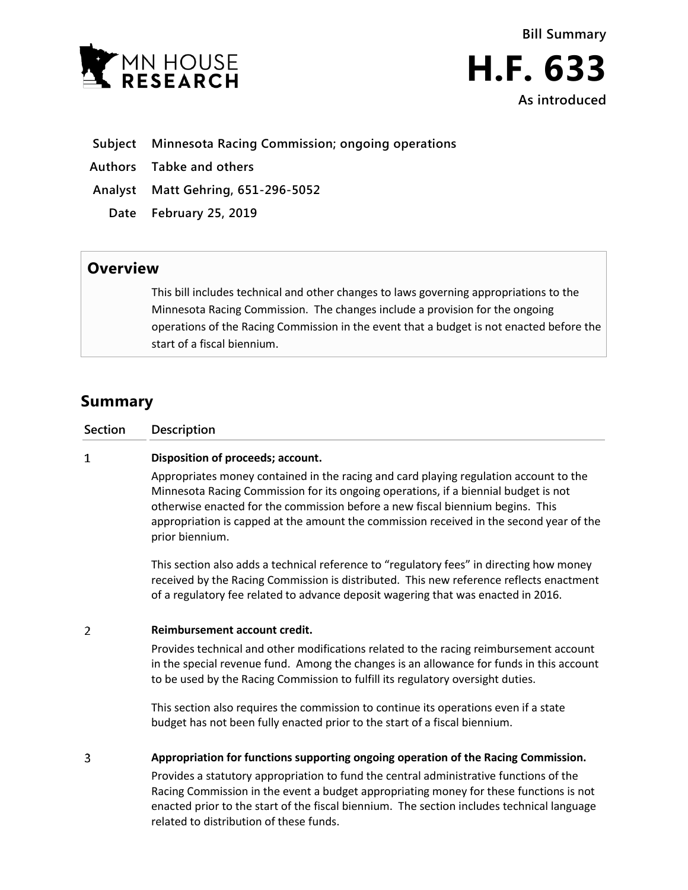MN HOUSE RESEARCH

**Bill Summary**

# H.F. 633

**As introduced**

**Subject** Minnesota Racing Commission; ongoing operations

**Authors** Tabke and others

**Analyst** Matt Gehring, 651-296-5052

**Date** February 25, 2019

## Overview

This bill includes technical and other changes to laws governing appropriations to the Minnesota Racing Commission. The changes include a provision for the ongoing operations of the Racing Commission in the event that a budget is not enacted before the start of a fiscal biennium.

## Summary

| Section | Description |
|---|---|
| 1 | **Disposition of proceeds; account.**<br><br>Appropriates money contained in the racing and card playing regulation account to the Minnesota Racing Commission for its ongoing operations, if a biennial budget is not otherwise enacted for the commission before a new fiscal biennium begins. This appropriation is capped at the amount the commission received in the second year of the prior biennium.<br><br>This section also adds a technical reference to "regulatory fees" in directing how money received by the Racing Commission is distributed. This new reference reflects enactment of a regulatory fee related to advance deposit wagering that was enacted in 2016. |
| 2 | **Reimbursement account credit.**<br><br>Provides technical and other modifications related to the racing reimbursement account in the special revenue fund. Among the changes is an allowance for funds in this account to be used by the Racing Commission to fulfill its regulatory oversight duties.<br><br>This section also requires the commission to continue its operations even if a state budget has not been fully enacted prior to the start of a fiscal biennium. |
| 3 | **Appropriation for functions supporting ongoing operation of the Racing Commission.**<br><br>Provides a statutory appropriation to fund the central administrative functions of the Racing Commission in the event a budget appropriating money for these functions is not enacted prior to the start of the fiscal biennium. The section includes technical language related to distribution of these funds. |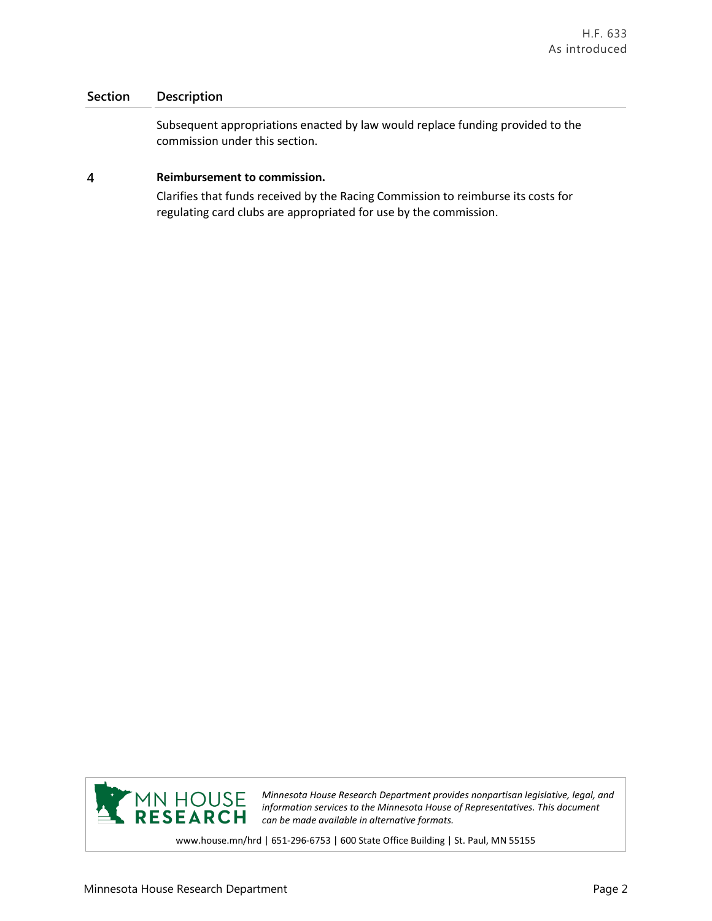| Section | Description |
| --- | --- |
| | Subsequent appropriations enacted by law would replace funding provided to the commission under this section. |
| 4 | **Reimbursement to commission.**<br>Clarifies that funds received by the Racing Commission to reimburse its costs for regulating card clubs are appropriated for use by the commission. |

MN HOUSE RESEARCH

*Minnesota House Research Department provides nonpartisan legislative, legal, and information services to the Minnesota House of Representatives. This document can be made available in alternative formats.*

www.house.mn/hrd | 651-296-6753 | 600 State Office Building | St. Paul, MN 55155